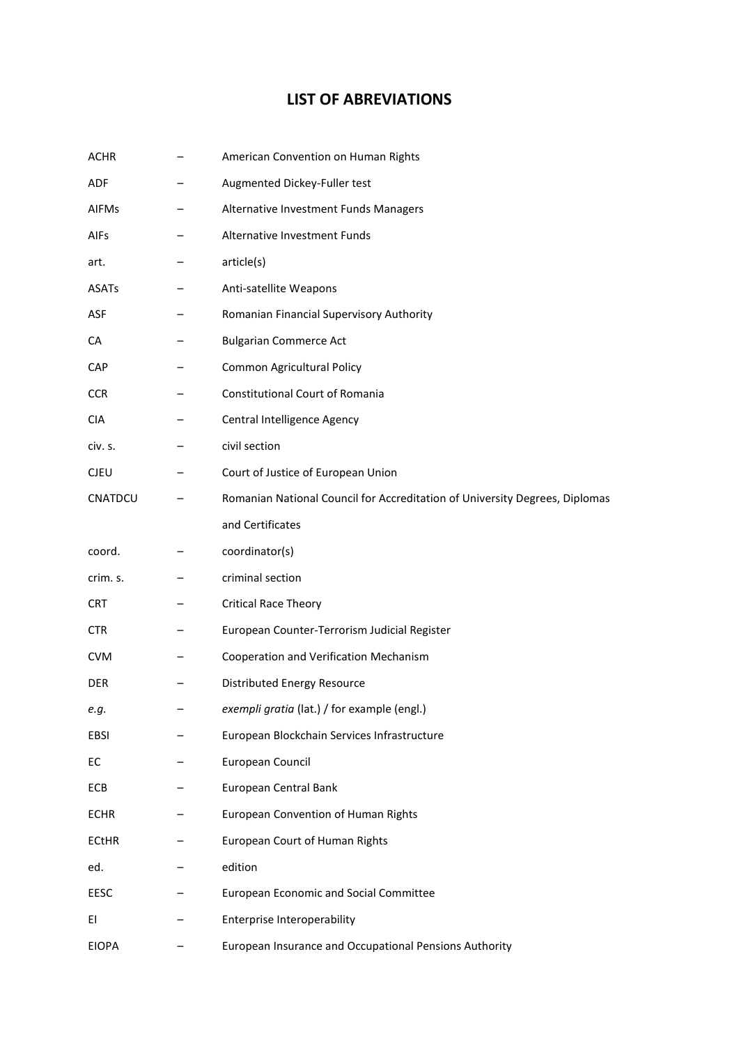# LIST OF ABREVIATIONS

| | | |
|---|---|---|
| ACHR | – | American Convention on Human Rights |
| ADF | – | Augmented Dickey-Fuller test |
| AIFMs | – | Alternative Investment Funds Managers |
| AIFs | – | Alternative Investment Funds |
| art. | – | article(s) |
| ASATs | – | Anti-satellite Weapons |
| ASF | – | Romanian Financial Supervisory Authority |
| CA | – | Bulgarian Commerce Act |
| CAP | – | Common Agricultural Policy |
| CCR | – | Constitutional Court of Romania |
| CIA | – | Central Intelligence Agency |
| civ. s. | – | civil section |
| CJEU | – | Court of Justice of European Union |
| CNATDCU | – | Romanian National Council for Accreditation of University Degrees, Diplomas and Certificates |
| coord. | – | coordinator(s) |
| crim. s. | – | criminal section |
| CRT | – | Critical Race Theory |
| CTR | – | European Counter-Terrorism Judicial Register |
| CVM | – | Cooperation and Verification Mechanism |
| DER | – | Distributed Energy Resource |
| *e.g.* | – | *exempli gratia* (lat.) / for example (engl.) |
| EBSI | – | European Blockchain Services Infrastructure |
| EC | – | European Council |
| ECB | – | European Central Bank |
| ECHR | – | European Convention of Human Rights |
| ECtHR | – | European Court of Human Rights |
| ed. | – | edition |
| EESC | – | European Economic and Social Committee |
| EI | – | Enterprise Interoperability |
| EIOPA | – | European Insurance and Occupational Pensions Authority |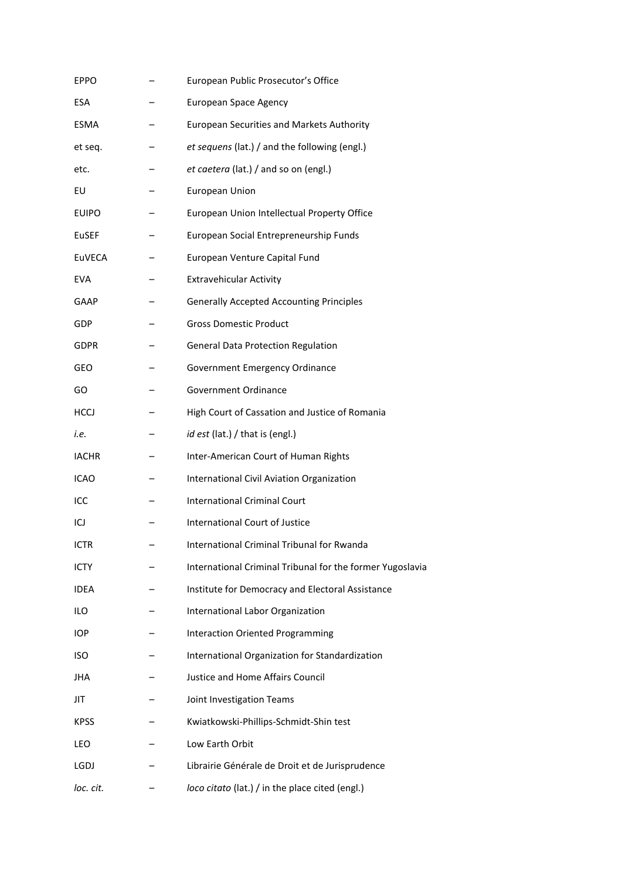| | | |
|---|---|---|
| EPPO | – | European Public Prosecutor's Office |
| ESA | – | European Space Agency |
| ESMA | – | European Securities and Markets Authority |
| et seq. | – | *et sequens* (lat.) / and the following (engl.) |
| etc. | – | *et caetera* (lat.) / and so on (engl.) |
| EU | – | European Union |
| EUIPO | – | European Union Intellectual Property Office |
| EuSEF | – | European Social Entrepreneurship Funds |
| EuVECA | – | European Venture Capital Fund |
| EVA | – | Extravehicular Activity |
| GAAP | – | Generally Accepted Accounting Principles |
| GDP | – | Gross Domestic Product |
| GDPR | – | General Data Protection Regulation |
| GEO | – | Government Emergency Ordinance |
| GO | – | Government Ordinance |
| HCCJ | – | High Court of Cassation and Justice of Romania |
| *i.e.* | – | *id est* (lat.) / that is (engl.) |
| IACHR | – | Inter-American Court of Human Rights |
| ICAO | – | International Civil Aviation Organization |
| ICC | – | International Criminal Court |
| ICJ | – | International Court of Justice |
| ICTR | – | International Criminal Tribunal for Rwanda |
| ICTY | – | International Criminal Tribunal for the former Yugoslavia |
| IDEA | – | Institute for Democracy and Electoral Assistance |
| ILO | – | International Labor Organization |
| IOP | – | Interaction Oriented Programming |
| ISO | – | International Organization for Standardization |
| JHA | – | Justice and Home Affairs Council |
| JIT | – | Joint Investigation Teams |
| KPSS | – | Kwiatkowski-Phillips-Schmidt-Shin test |
| LEO | – | Low Earth Orbit |
| LGDJ | – | Librairie Générale de Droit et de Jurisprudence |
| *loc. cit.* | – | *loco citato* (lat.) / in the place cited (engl.) |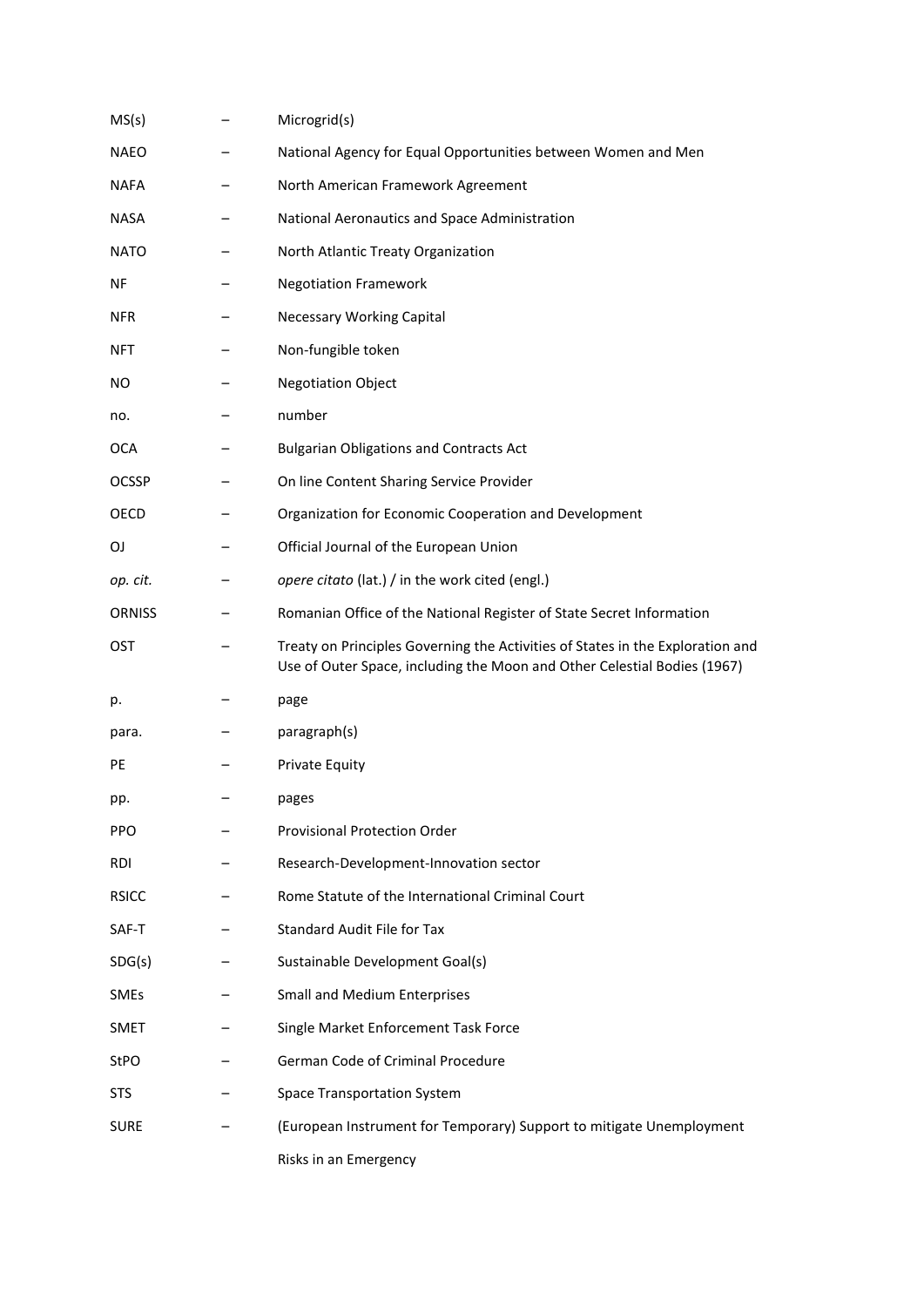| | | |
|---|---|---|
| MS(s) | – | Microgrid(s) |
| NAEO | – | National Agency for Equal Opportunities between Women and Men |
| NAFA | – | North American Framework Agreement |
| NASA | – | National Aeronautics and Space Administration |
| NATO | – | North Atlantic Treaty Organization |
| NF | – | Negotiation Framework |
| NFR | – | Necessary Working Capital |
| NFT | – | Non-fungible token |
| NO | – | Negotiation Object |
| no. | – | number |
| OCA | – | Bulgarian Obligations and Contracts Act |
| OCSSP | – | On line Content Sharing Service Provider |
| OECD | – | Organization for Economic Cooperation and Development |
| OJ | – | Official Journal of the European Union |
| *op. cit.* | – | *opere citato* (lat.) / in the work cited (engl.) |
| ORNISS | – | Romanian Office of the National Register of State Secret Information |
| OST | – | Treaty on Principles Governing the Activities of States in the Exploration and Use of Outer Space, including the Moon and Other Celestial Bodies (1967) |
| p. | – | page |
| para. | – | paragraph(s) |
| PE | – | Private Equity |
| pp. | – | pages |
| PPO | – | Provisional Protection Order |
| RDI | – | Research-Development-Innovation sector |
| RSICC | – | Rome Statute of the International Criminal Court |
| SAF-T | – | Standard Audit File for Tax |
| SDG(s) | – | Sustainable Development Goal(s) |
| SMEs | – | Small and Medium Enterprises |
| SMET | – | Single Market Enforcement Task Force |
| StPO | – | German Code of Criminal Procedure |
| STS | – | Space Transportation System |
| SURE | – | (European Instrument for Temporary) Support to mitigate Unemployment Risks in an Emergency |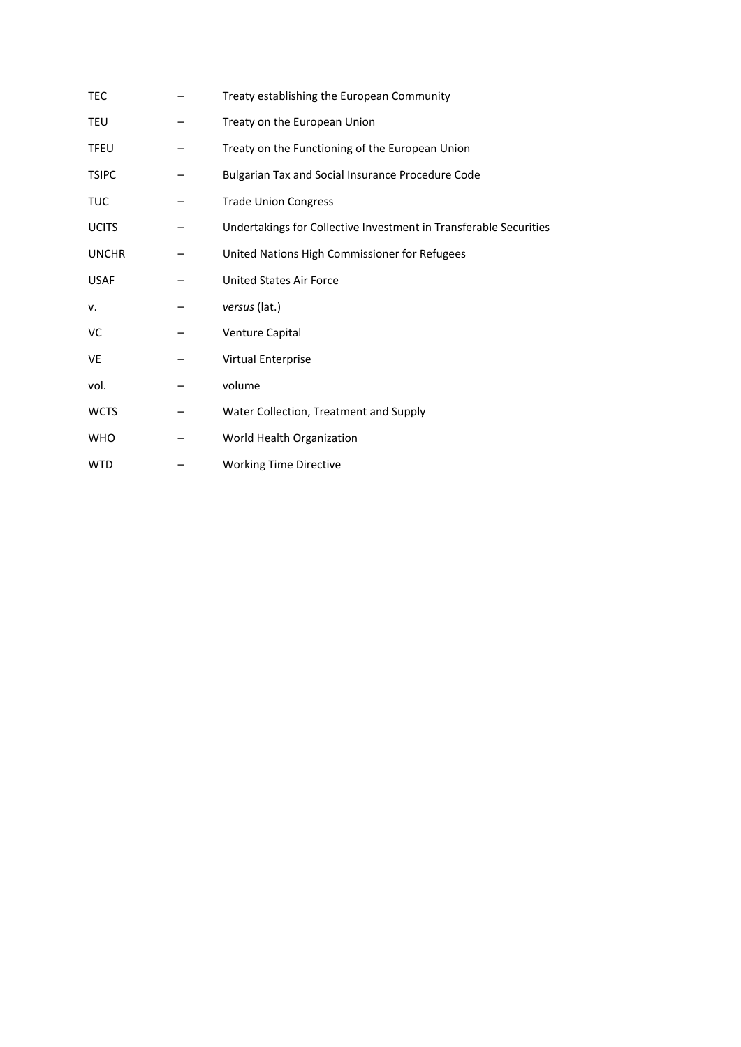| | | |
|---|---|---|
| TEC | – | Treaty establishing the European Community |
| TEU | – | Treaty on the European Union |
| TFEU | – | Treaty on the Functioning of the European Union |
| TSIPC | – | Bulgarian Tax and Social Insurance Procedure Code |
| TUC | – | Trade Union Congress |
| UCITS | – | Undertakings for Collective Investment in Transferable Securities |
| UNCHR | – | United Nations High Commissioner for Refugees |
| USAF | – | United States Air Force |
| v. | – | *versus* (lat.) |
| VC | – | Venture Capital |
| VE | – | Virtual Enterprise |
| vol. | – | volume |
| WCTS | – | Water Collection, Treatment and Supply |
| WHO | – | World Health Organization |
| WTD | – | Working Time Directive |